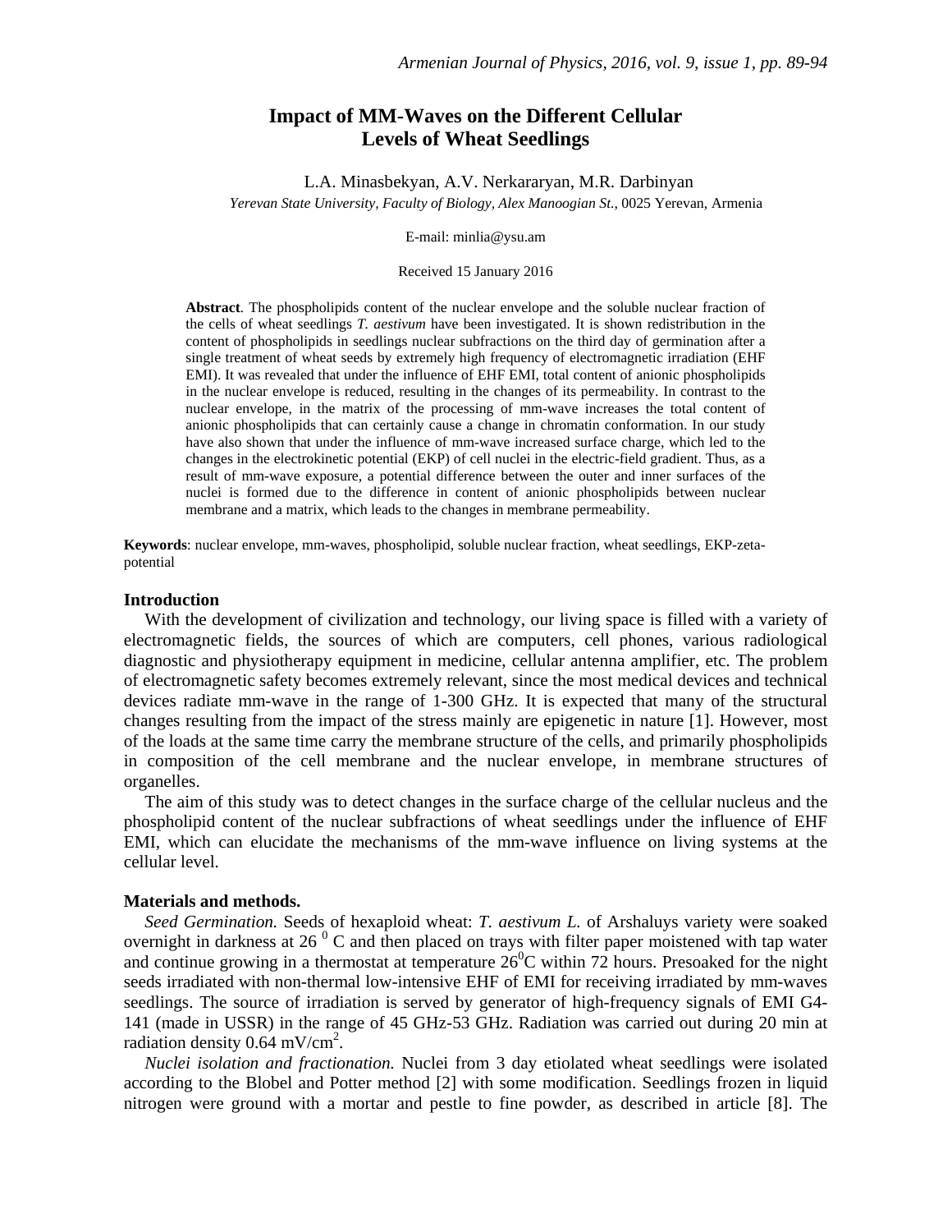# Impact of MM-Waves on the Different Cellular Levels of Wheat Seedlings

L.A. Minasbekyan, A.V. Nerkararyan, M.R. Darbinyan

*Yerevan State University, Faculty of Biology, Alex Manoogian St.*, 0025 Yerevan, Armenia

E-mail: minlia@ysu.am

Received 15 January 2016

**Abstract**. The phospholipids content of the nuclear envelope and the soluble nuclear fraction of the cells of wheat seedlings *T. aestivum* have been investigated. It is shown redistribution in the content of phospholipids in seedlings nuclear subfractions on the third day of germination after a single treatment of wheat seeds by extremely high frequency of electromagnetic irradiation (EHF EMI). It was revealed that under the influence of EHF EMI, total content of anionic phospholipids in the nuclear envelope is reduced, resulting in the changes of its permeability. In contrast to the nuclear envelope, in the matrix of the processing of mm-wave increases the total content of anionic phospholipids that can certainly cause a change in chromatin conformation. In our study have also shown that under the influence of mm-wave increased surface charge, which led to the changes in the electrokinetic potential (EKP) of cell nuclei in the electric-field gradient. Thus, as a result of mm-wave exposure, a potential difference between the outer and inner surfaces of the nuclei is formed due to the difference in content of anionic phospholipids between nuclear membrane and a matrix, which leads to the changes in membrane permeability.

**Keywords**: nuclear envelope, mm-waves, phospholipid, soluble nuclear fraction, wheat seedlings, EKP-zeta-potential

## Introduction

With the development of civilization and technology, our living space is filled with a variety of electromagnetic fields, the sources of which are computers, cell phones, various radiological diagnostic and physiotherapy equipment in medicine, cellular antenna amplifier, etc. The problem of electromagnetic safety becomes extremely relevant, since the most medical devices and technical devices radiate mm-wave in the range of 1-300 GHz. It is expected that many of the structural changes resulting from the impact of the stress mainly are epigenetic in nature [1]. However, most of the loads at the same time carry the membrane structure of the cells, and primarily phospholipids in composition of the cell membrane and the nuclear envelope, in membrane structures of organelles.

The aim of this study was to detect changes in the surface charge of the cellular nucleus and the phospholipid content of the nuclear subfractions of wheat seedlings under the influence of EHF EMI, which can elucidate the mechanisms of the mm-wave influence on living systems at the cellular level.

## Materials and methods.

*Seed Germination.* Seeds of hexaploid wheat: *T. aestivum L.* of Arshaluys variety were soaked overnight in darkness at 26 $^0$ C and then placed on trays with filter paper moistened with tap water and continue growing in a thermostat at temperature 26$^0$C within 72 hours. Presoaked for the night seeds irradiated with non-thermal low-intensive EHF of EMI for receiving irradiated by mm-waves seedlings. The source of irradiation is served by generator of high-frequency signals of EMI G4-141 (made in USSR) in the range of 45 GHz-53 GHz. Radiation was carried out during 20 min at radiation density 0.64 mV/cm$^2$.

*Nuclei isolation and fractionation.* Nuclei from 3 day etiolated wheat seedlings were isolated according to the Blobel and Potter method [2] with some modification. Seedlings frozen in liquid nitrogen were ground with a mortar and pestle to fine powder, as described in article [8]. The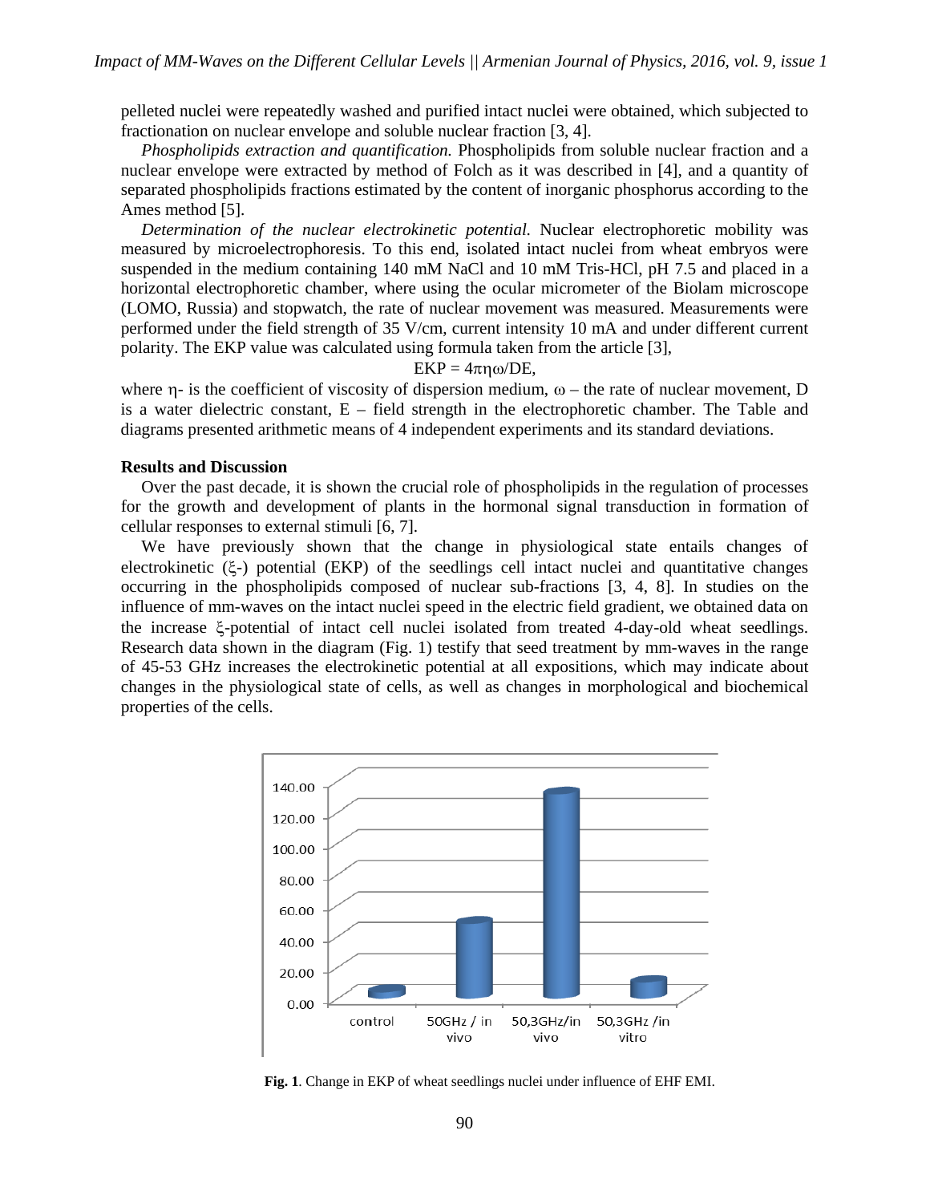pelleted nuclei were repeatedly washed and purified intact nuclei were obtained, which subjected to fractionation on nuclear envelope and soluble nuclear fraction [3, 4].

*Phospholipids extraction and quantification.* Phospholipids from soluble nuclear fraction and a nuclear envelope were extracted by method of Folch as it was described in [4], and a quantity of separated phospholipids fractions estimated by the content of inorganic phosphorus according to the Ames method [5].

*Determination of the nuclear electrokinetic potential.* Nuclear electrophoretic mobility was measured by microelectrophoresis. To this end, isolated intact nuclei from wheat embryos were suspended in the medium containing 140 mM NaCl and 10 mM Tris-HCl, pH 7.5 and placed in a horizontal electrophoretic chamber, where using the ocular micrometer of the Biolam microscope (LOMO, Russia) and stopwatch, the rate of nuclear movement was measured. Measurements were performed under the field strength of 35 V/cm, current intensity 10 mA and under different current polarity. The EKP value was calculated using formula taken from the article [3],

$$EKP = 4\pi\eta\omega/DE,$$

where $\eta$- is the coefficient of viscosity of dispersion medium, $\omega$ – the rate of nuclear movement, D is a water dielectric constant, E – field strength in the electrophoretic chamber. The Table and diagrams presented arithmetic means of 4 independent experiments and its standard deviations.

## Results and Discussion

Over the past decade, it is shown the crucial role of phospholipids in the regulation of processes for the growth and development of plants in the hormonal signal transduction in formation of cellular responses to external stimuli [6, 7].

We have previously shown that the change in physiological state entails changes of electrokinetic ($\xi$-) potential (EKP) of the seedlings cell intact nuclei and quantitative changes occurring in the phospholipids composed of nuclear sub-fractions [3, 4, 8]. In studies on the influence of mm-waves on the intact nuclei speed in the electric field gradient, we obtained data on the increase $\xi$-potential of intact cell nuclei isolated from treated 4-day-old wheat seedlings. Research data shown in the diagram (Fig. 1) testify that seed treatment by mm-waves in the range of 45-53 GHz increases the electrokinetic potential at all expositions, which may indicate about changes in the physiological state of cells, as well as changes in morphological and biochemical properties of the cells.

**Fig. 1**. Change in EKP of wheat seedlings nuclei under influence of EHF EMI.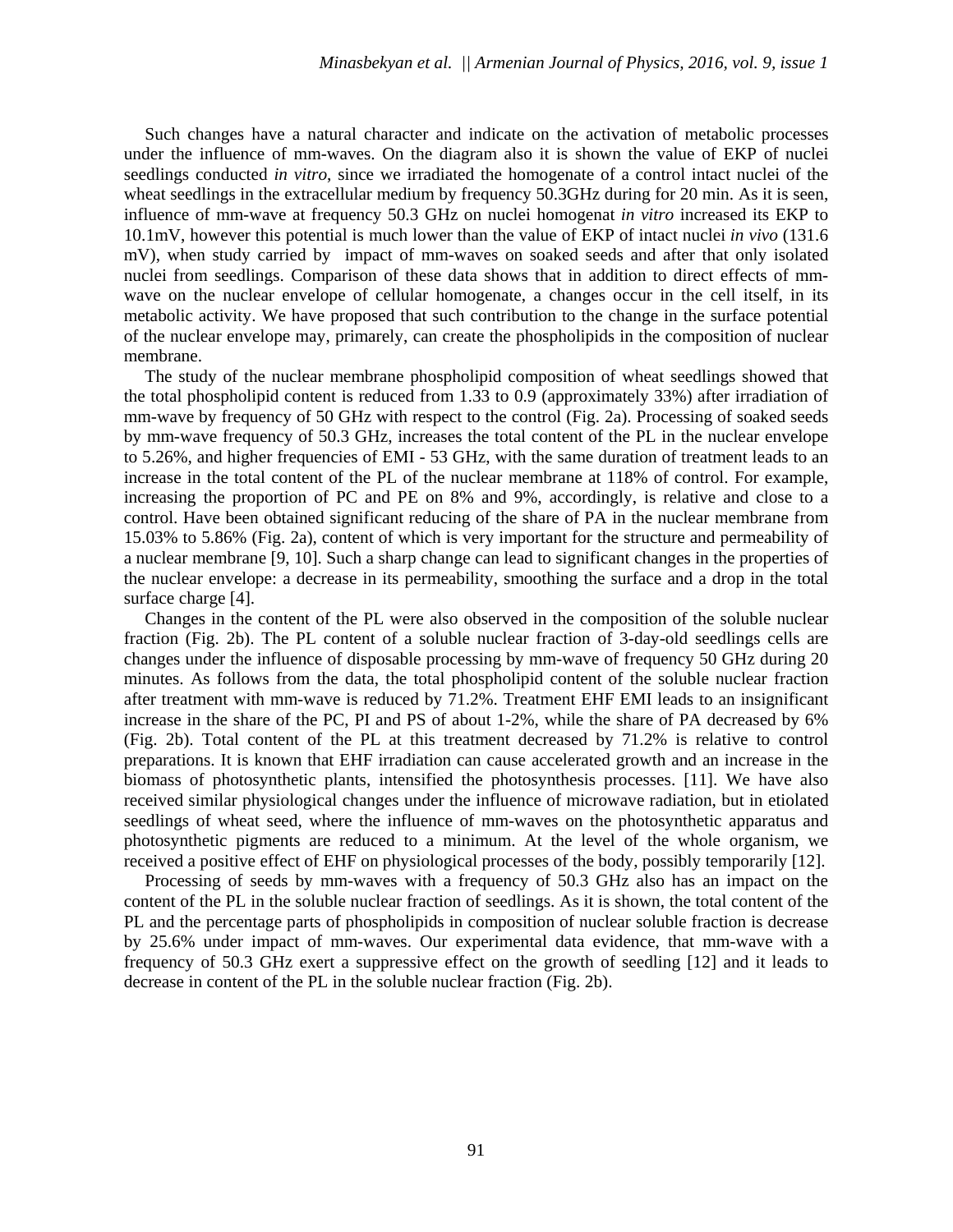Such changes have a natural character and indicate on the activation of metabolic processes under the influence of mm-waves. On the diagram also it is shown the value of EKP of nuclei seedlings conducted *in vitro*, since we irradiated the homogenate of a control intact nuclei of the wheat seedlings in the extracellular medium by frequency 50.3GHz during for 20 min. As it is seen, influence of mm-wave at frequency 50.3 GHz on nuclei homogenat *in vitro* increased its EKP to 10.1mV, however this potential is much lower than the value of EKP of intact nuclei *in vivo* (131.6 mV), when study carried by impact of mm-waves on soaked seeds and after that only isolated nuclei from seedlings. Comparison of these data shows that in addition to direct effects of mm-wave on the nuclear envelope of cellular homogenate, a changes occur in the cell itself, in its metabolic activity. We have proposed that such contribution to the change in the surface potential of the nuclear envelope may, primarely, can create the phospholipids in the composition of nuclear membrane.

The study of the nuclear membrane phospholipid composition of wheat seedlings showed that the total phospholipid content is reduced from 1.33 to 0.9 (approximately 33%) after irradiation of mm-wave by frequency of 50 GHz with respect to the control (Fig. 2a). Processing of soaked seeds by mm-wave frequency of 50.3 GHz, increases the total content of the PL in the nuclear envelope to 5.26%, and higher frequencies of EMI - 53 GHz, with the same duration of treatment leads to an increase in the total content of the PL of the nuclear membrane at 118% of control. For example, increasing the proportion of PC and PE on 8% and 9%, accordingly, is relative and close to a control. Have been obtained significant reducing of the share of PA in the nuclear membrane from 15.03% to 5.86% (Fig. 2a), content of which is very important for the structure and permeability of a nuclear membrane [9, 10]. Such a sharp change can lead to significant changes in the properties of the nuclear envelope: a decrease in its permeability, smoothing the surface and a drop in the total surface charge [4].

Changes in the content of the PL were also observed in the composition of the soluble nuclear fraction (Fig. 2b). The PL content of a soluble nuclear fraction of 3-day-old seedlings cells are changes under the influence of disposable processing by mm-wave of frequency 50 GHz during 20 minutes. As follows from the data, the total phospholipid content of the soluble nuclear fraction after treatment with mm-wave is reduced by 71.2%. Treatment EHF EMI leads to an insignificant increase in the share of the PC, PI and PS of about 1-2%, while the share of PA decreased by 6% (Fig. 2b). Total content of the PL at this treatment decreased by 71.2% is relative to control preparations. It is known that EHF irradiation can cause accelerated growth and an increase in the biomass of photosynthetic plants, intensified the photosynthesis processes. [11]. We have also received similar physiological changes under the influence of microwave radiation, but in etiolated seedlings of wheat seed, where the influence of mm-waves on the photosynthetic apparatus and photosynthetic pigments are reduced to a minimum. At the level of the whole organism, we received a positive effect of EHF on physiological processes of the body, possibly temporarily [12].

Processing of seeds by mm-waves with a frequency of 50.3 GHz also has an impact on the content of the PL in the soluble nuclear fraction of seedlings. As it is shown, the total content of the PL and the percentage parts of phospholipids in composition of nuclear soluble fraction is decrease by 25.6% under impact of mm-waves. Our experimental data evidence, that mm-wave with a frequency of 50.3 GHz exert a suppressive effect on the growth of seedling [12] and it leads to decrease in content of the PL in the soluble nuclear fraction (Fig. 2b).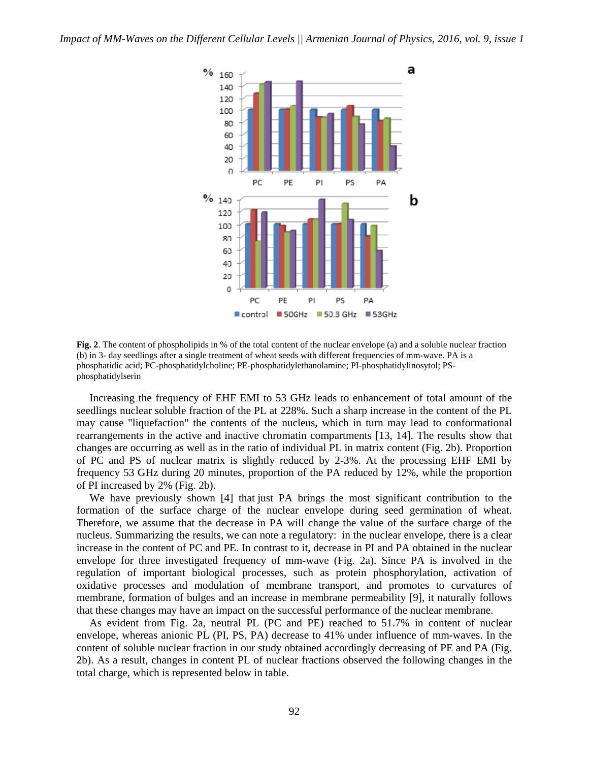**Fig. 2**. The content of phospholipids in % of the total content of the nuclear envelope (a) and a soluble nuclear fraction (b) in 3- day seedlings after a single treatment of wheat seeds with different frequencies of mm-wave. PA is a phosphatidic acid; PC-phosphatidylcholine; PE-phosphatidylethanolamine; PI-phosphatidylinosytol; PS-phosphatidylserin

Increasing the frequency of EHF EMI to 53 GHz leads to enhancement of total amount of the seedlings nuclear soluble fraction of the PL at 228%. Such a sharp increase in the content of the PL may cause "liquefaction" the contents of the nucleus, which in turn may lead to conformational rearrangements in the active and inactive chromatin compartments [13, 14]. The results show that changes are occurring as well as in the ratio of individual PL in matrix content (Fig. 2b). Proportion of PC and PS of nuclear matrix is slightly reduced by 2-3%. At the processing EHF EMI by frequency 53 GHz during 20 minutes, proportion of the PA reduced by 12%, while the proportion of PI increased by 2% (Fig. 2b).

We have previously shown [4] that just PA brings the most significant contribution to the formation of the surface charge of the nuclear envelope during seed germination of wheat. Therefore, we assume that the decrease in PA will change the value of the surface charge of the nucleus. Summarizing the results, we can note a regulatory: in the nuclear envelope, there is a clear increase in the content of PC and PE. In contrast to it, decrease in PI and PA obtained in the nuclear envelope for three investigated frequency of mm-wave (Fig. 2a). Since PA is involved in the regulation of important biological processes, such as protein phosphorylation, activation of oxidative processes and modulation of membrane transport, and promotes to curvatures of membrane, formation of bulges and an increase in membrane permeability [9], it naturally follows that these changes may have an impact on the successful performance of the nuclear membrane.

As evident from Fig. 2a, neutral PL (PC and PE) reached to 51.7% in content of nuclear envelope, whereas anionic PL (PI, PS, PA) decrease to 41% under influence of mm-waves. In the content of soluble nuclear fraction in our study obtained accordingly decreasing of PE and PA (Fig. 2b). As a result, changes in content PL of nuclear fractions observed the following changes in the total charge, which is represented below in table.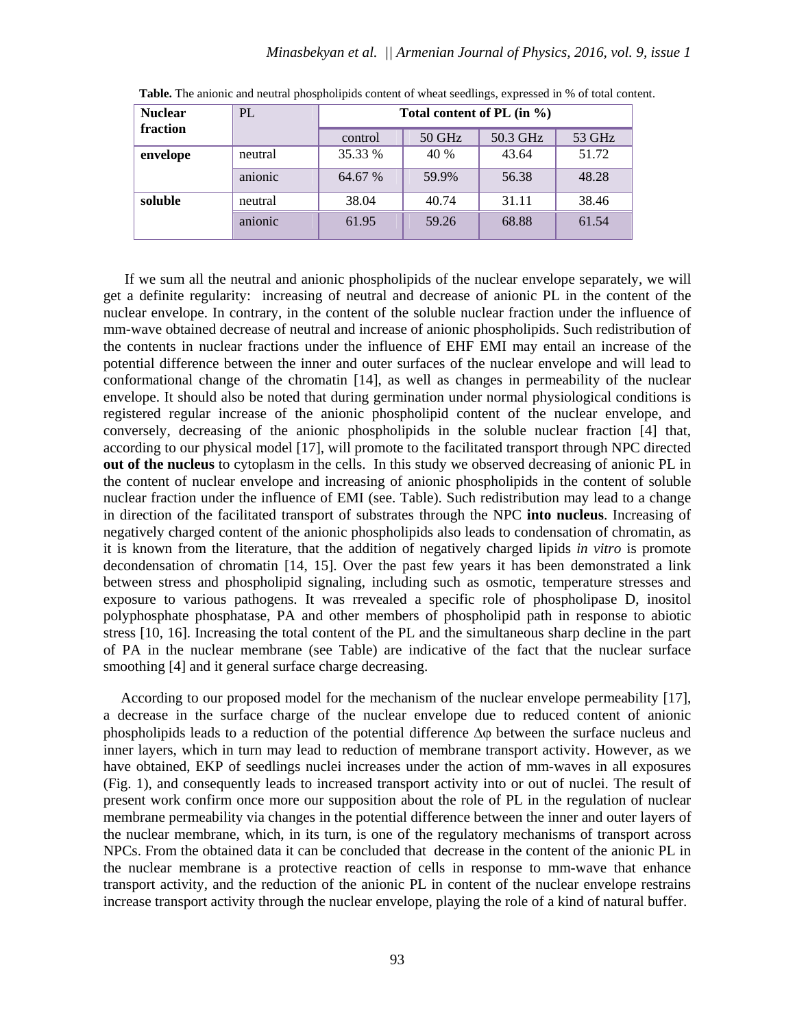**Table.** The anionic and neutral phospholipids content of wheat seedlings, expressed in % of total content.

| Nuclear fraction | PL | Total content of PL (in %) | | | |
|---|---|---|---|---|---|
| | | control | 50 GHz | 50.3 GHz | 53 GHz |
| **envelope** | neutral | 35.33 % | 40 % | 43.64 | 51.72 |
| | anionic | 64.67 % | 59.9% | 56.38 | 48.28 |
| **soluble** | neutral | 38.04 | 40.74 | 31.11 | 38.46 |
| | anionic | 61.95 | 59.26 | 68.88 | 61.54 |

If we sum all the neutral and anionic phospholipids of the nuclear envelope separately, we will get a definite regularity: increasing of neutral and decrease of anionic PL in the content of the nuclear envelope. In contrary, in the content of the soluble nuclear fraction under the influence of mm-wave obtained decrease of neutral and increase of anionic phospholipids. Such redistribution of the contents in nuclear fractions under the influence of EHF EMI may entail an increase of the potential difference between the inner and outer surfaces of the nuclear envelope and will lead to conformational change of the chromatin [14], as well as changes in permeability of the nuclear envelope. It should also be noted that during germination under normal physiological conditions is registered regular increase of the anionic phospholipid content of the nuclear envelope, and conversely, decreasing of the anionic phospholipids in the soluble nuclear fraction [4] that, according to our physical model [17], will promote to the facilitated transport through NPC directed **out of the nucleus** to cytoplasm in the cells. In this study we observed decreasing of anionic PL in the content of nuclear envelope and increasing of anionic phospholipids in the content of soluble nuclear fraction under the influence of EMI (see. Table). Such redistribution may lead to a change in direction of the facilitated transport of substrates through the NPC **into nucleus**. Increasing of negatively charged content of the anionic phospholipids also leads to condensation of chromatin, as it is known from the literature, that the addition of negatively charged lipids *in vitro* is promote decondensation of chromatin [14, 15]. Over the past few years it has been demonstrated a link between stress and phospholipid signaling, including such as osmotic, temperature stresses and exposure to various pathogens. It was rrevealed a specific role of phospholipase D, inositol polyphosphate phosphatase, PA and other members of phospholipid path in response to abiotic stress [10, 16]. Increasing the total content of the PL and the simultaneous sharp decline in the part of PA in the nuclear membrane (see Table) are indicative of the fact that the nuclear surface smoothing [4] and it general surface charge decreasing.

According to our proposed model for the mechanism of the nuclear envelope permeability [17], a decrease in the surface charge of the nuclear envelope due to reduced content of anionic phospholipids leads to a reduction of the potential difference $\Delta\varphi$ between the surface nucleus and inner layers, which in turn may lead to reduction of membrane transport activity. However, as we have obtained, EKP of seedlings nuclei increases under the action of mm-waves in all exposures (Fig. 1), and consequently leads to increased transport activity into or out of nuclei. The result of present work confirm once more our supposition about the role of PL in the regulation of nuclear membrane permeability via changes in the potential difference between the inner and outer layers of the nuclear membrane, which, in its turn, is one of the regulatory mechanisms of transport across NPCs. From the obtained data it can be concluded that decrease in the content of the anionic PL in the nuclear membrane is a protective reaction of cells in response to mm-wave that enhance transport activity, and the reduction of the anionic PL in content of the nuclear envelope restrains increase transport activity through the nuclear envelope, playing the role of a kind of natural buffer.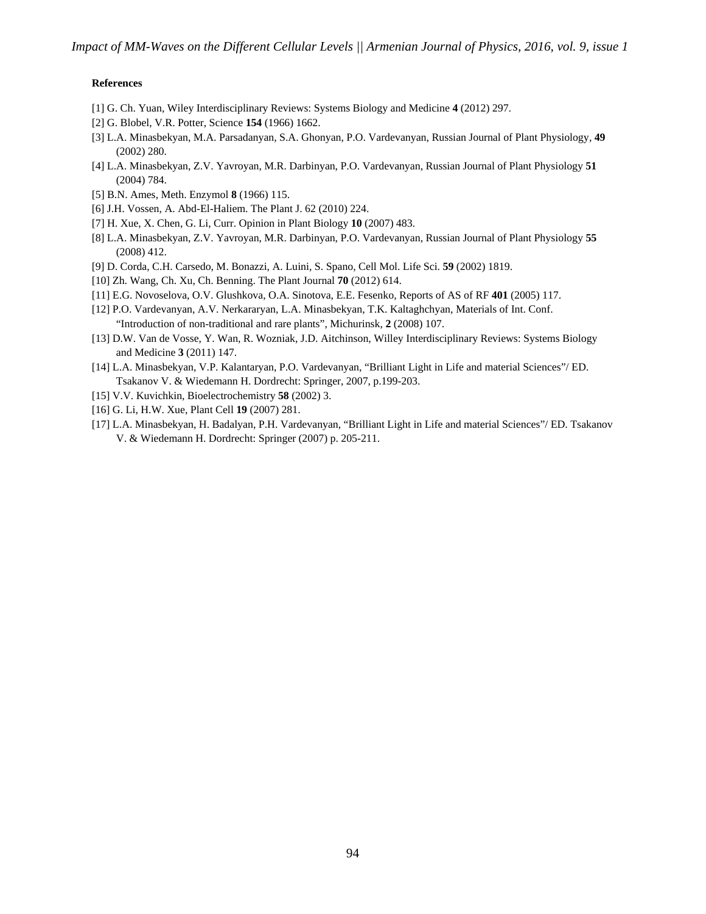**References**

[1] G. Ch. Yuan, Wiley Interdisciplinary Reviews: Systems Biology and Medicine **4** (2012) 297.

[2] G. Blobel, V.R. Potter, Science **154** (1966) 1662.

[3] L.A. Minasbekyan, M.A. Parsadanyan, S.A. Ghonyan, P.O. Vardevanyan, Russian Journal of Plant Physiology, **49** (2002) 280.

[4] L.A. Minasbekyan, Z.V. Yavroyan, M.R. Darbinyan, P.O. Vardevanyan, Russian Journal of Plant Physiology **51** (2004) 784.

[5] B.N. Ames, Meth. Enzymol **8** (1966) 115.

[6] J.H. Vossen, A. Abd-El-Haliem. The Plant J. 62 (2010) 224.

[7] H. Xue, X. Chen, G. Li, Curr. Opinion in Plant Biology **10** (2007) 483.

[8] L.A. Minasbekyan, Z.V. Yavroyan, M.R. Darbinyan, P.O. Vardevanyan, Russian Journal of Plant Physiology **55** (2008) 412.

[9] D. Corda, C.H. Carsedo, M. Bonazzi, A. Luini, S. Spano, Cell Mol. Life Sci. **59** (2002) 1819.

[10] Zh. Wang, Ch. Xu, Ch. Benning. The Plant Journal **70** (2012) 614.

[11] E.G. Novoselova, O.V. Glushkova, O.A. Sinotova, E.E. Fesenko, Reports of AS of RF **401** (2005) 117.

[12] P.O. Vardevanyan, A.V. Nerkararyan, L.A. Minasbekyan, T.K. Kaltaghchyan, Materials of Int. Conf. "Introduction of non-traditional and rare plants", Michurinsk, **2** (2008) 107.

[13] D.W. Van de Vosse, Y. Wan, R. Wozniak, J.D. Aitchinson, Willey Interdisciplinary Reviews: Systems Biology and Medicine **3** (2011) 147.

[14] L.A. Minasbekyan, V.P. Kalantaryan, P.O. Vardevanyan, "Brilliant Light in Life and material Sciences"/ ED. Tsakanov V. & Wiedemann H. Dordrecht: Springer, 2007, p.199-203.

[15] V.V. Kuvichkin, Bioelectrochemistry **58** (2002) 3.

[16] G. Li, H.W. Xue, Plant Cell **19** (2007) 281.

[17] L.A. Minasbekyan, H. Badalyan, P.H. Vardevanyan, "Brilliant Light in Life and material Sciences"/ ED. Tsakanov V. & Wiedemann H. Dordrecht: Springer (2007) p. 205-211.